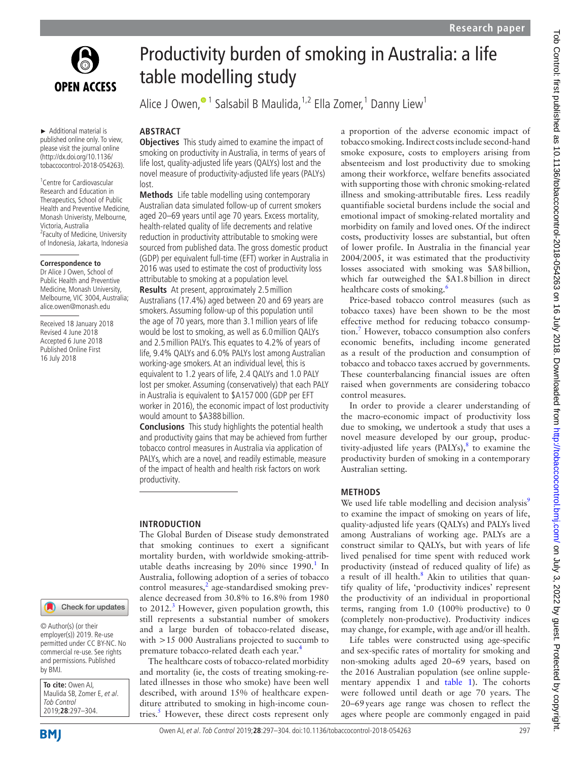# Productivity burden of smoking in Australia: a life table modelling study

Alice J Owen,[1] Salsabil B Maulida,[1,2] Ella Zomer,[1] Danny Liew[1]

► Additional material is published online only. To view, please visit the journal online (http://dx.doi.org/10.1136/tobaccocontrol-2018-054263).

[1]Centre for Cardiovascular Research and Education in Therapeutics, School of Public Health and Preventive Medicine, Monash Univeristy, Melbourne, Victoria, Australia
[2]Faculty of Medicine, University of Indonesia, Jakarta, Indonesia

**Correspondence to**
Dr Alice J Owen, School of Public Health and Preventive Medicine, Monash University, Melbourne, VIC 3004, Australia; alice.owen@monash.edu

Received 18 January 2018
Revised 4 June 2018
Accepted 6 June 2018
Published Online First 16 July 2018

## ABSTRACT

**Objectives** This study aimed to examine the impact of smoking on productivity in Australia, in terms of years of life lost, quality-adjusted life years (QALYs) lost and the novel measure of productivity-adjusted life years (PALYs) lost.

**Methods** Life table modelling using contemporary Australian data simulated follow-up of current smokers aged 20–69 years until age 70 years. Excess mortality, health-related quality of life decrements and relative reduction in productivity attributable to smoking were sourced from published data. The gross domestic product (GDP) per equivalent full-time (EFT) worker in Australia in 2016 was used to estimate the cost of productivity loss attributable to smoking at a population level.

**Results** At present, approximately 2.5 million Australians (17.4%) aged between 20 and 69 years are smokers. Assuming follow-up of this population until the age of 70 years, more than 3.1 million years of life would be lost to smoking, as well as 6.0 million QALYs and 2.5 million PALYs. This equates to 4.2% of years of life, 9.4% QALYs and 6.0% PALYs lost among Australian working-age smokers. At an individual level, this is equivalent to 1.2 years of life, 2.4 QALYs and 1.0 PALY lost per smoker. Assuming (conservatively) that each PALY in Australia is equivalent to $A157 000 (GDP per EFT worker in 2016), the economic impact of lost productivity would amount to $A388 billion.

**Conclusions** This study highlights the potential health and productivity gains that may be achieved from further tobacco control measures in Australia via application of PALYs, which are a novel, and readily estimable, measure of the impact of health and health risk factors on work productivity.

## INTRODUCTION

The Global Burden of Disease study demonstrated that smoking continues to exert a significant mortality burden, with worldwide smoking-attributable deaths increasing by 20% since 1990.[1] In Australia, following adoption of a series of tobacco control measures,[2] age-standardised smoking prevalence decreased from 30.8% to 16.8% from 1980 to 2012.[3] However, given population growth, this still represents a substantial number of smokers and a large burden of tobacco-related disease, with >15 000 Australians projected to succumb to premature tobacco-related death each year.[4]

The healthcare costs of tobacco-related morbidity and mortality (ie, the costs of treating smoking-related illnesses in those who smoke) have been well described, with around 15% of healthcare expenditure attributed to smoking in high-income countries.[5] However, these direct costs represent only a proportion of the adverse economic impact of tobacco smoking. Indirect costs include second-hand smoke exposure, costs to employers arising from absenteeism and lost productivity due to smoking among their workforce, welfare benefits associated with supporting those with chronic smoking-related illness and smoking-attributable fires. Less readily quantifiable societal burdens include the social and emotional impact of smoking-related mortality and morbidity on family and loved ones. Of the indirect costs, productivity losses are substantial, but often of lower profile. In Australia in the financial year 2004/2005, it was estimated that the productivity losses associated with smoking was $A8 billion, which far outweighed the $A1.8 billion in direct healthcare costs of smoking.[6]

Price-based tobacco control measures (such as tobacco taxes) have been shown to be the most effective method for reducing tobacco consumption.[7] However, tobacco consumption also confers economic benefits, including income generated as a result of the production and consumption of tobacco and tobacco taxes accrued by governments. These counterbalancing financial issues are often raised when governments are considering tobacco control measures.

In order to provide a clearer understanding of the macro-economic impact of productivity loss due to smoking, we undertook a study that uses a novel measure developed by our group, productivity-adjusted life years (PALYs),[8] to examine the productivity burden of smoking in a contemporary Australian setting.

## METHODS

We used life table modelling and decision analysis[9] to examine the impact of smoking on years of life, quality-adjusted life years (QALYs) and PALYs lived among Australians of working age. PALYs are a construct similar to QALYs, but with years of life lived penalised for time spent with reduced work productivity (instead of reduced quality of life) as a result of ill health.[8] Akin to utilities that quantify quality of life, 'productivity indices' represent the productivity of an individual in proportional terms, ranging from 1.0 (100% productive) to 0 (completely non-productive). Productivity indices may change, for example, with age and/or ill health.

Life tables were constructed using age-specific and sex-specific rates of mortality for smoking and non-smoking adults aged 20–69 years, based on the 2016 Australian population (see online supplementary appendix 1 and table 1). The cohorts were followed until death or age 70 years. The 20–69 years age range was chosen to reflect the ages where people are commonly engaged in paid

© Author(s) (or their employer(s)) 2019. Re-use permitted under CC BY-NC. No commercial re-use. See rights and permissions. Published by BMJ.

**To cite:** Owen AJ, Maulida SB, Zomer E, *et al*. *Tob Control* 2019;**28**:297–304.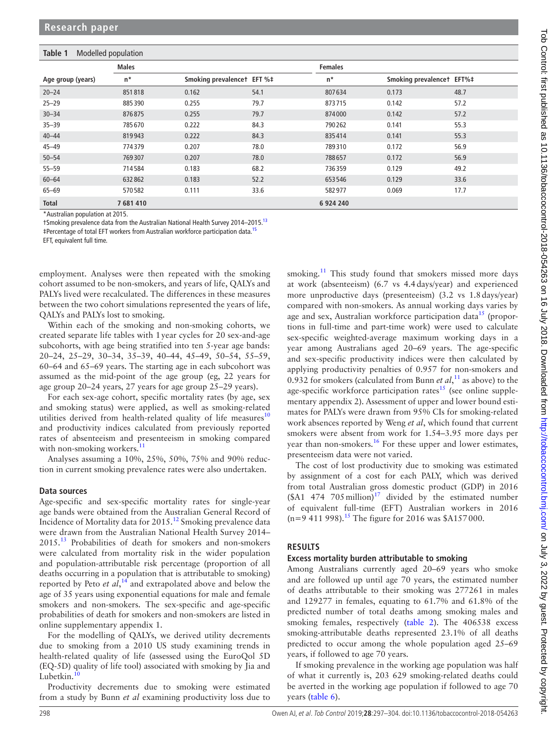**Table 1** Modelled population

| | Males | | | Females | | |
|---|---|---|---|---|---|---|
| Age group (years) | n* | Smoking prevalence† | EFT %‡ | n* | Smoking prevalence† | EFT%‡ |
| 20–24 | 851818 | 0.162 | 54.1 | 807634 | 0.173 | 48.7 |
| 25–29 | 885390 | 0.255 | 79.7 | 873715 | 0.142 | 57.2 |
| 30–34 | 876875 | 0.255 | 79.7 | 874000 | 0.142 | 57.2 |
| 35–39 | 785670 | 0.222 | 84.3 | 790262 | 0.141 | 55.3 |
| 40–44 | 819943 | 0.222 | 84.3 | 835414 | 0.141 | 55.3 |
| 45–49 | 774379 | 0.207 | 78.0 | 789310 | 0.172 | 56.9 |
| 50–54 | 769307 | 0.207 | 78.0 | 788657 | 0.172 | 56.9 |
| 55–59 | 714584 | 0.183 | 68.2 | 736359 | 0.129 | 49.2 |
| 60–64 | 632862 | 0.183 | 52.2 | 653546 | 0.129 | 33.6 |
| 65–69 | 570582 | 0.111 | 33.6 | 582977 | 0.069 | 17.7 |
| **Total** | **7 681 410** | | | **6 924 240** | | |

*Australian population at 2015.
†Smoking prevalence data from the Australian National Health Survey 2014–2015.[13]
‡Percentage of total EFT workers from Australian workforce participation data.[15]
EFT, equivalent full time.

employment. Analyses were then repeated with the smoking cohort assumed to be non-smokers, and years of life, QALYs and PALYs lived were recalculated. The differences in these measures between the two cohort simulations represented the years of life, QALYs and PALYs lost to smoking.

Within each of the smoking and non-smoking cohorts, we created separate life tables with 1 year cycles for 20 sex-and-age subcohorts, with age being stratified into ten 5-year age bands: 20–24, 25–29, 30–34, 35–39, 40–44, 45–49, 50–54, 55–59, 60–64 and 65–69 years. The starting age in each subcohort was assumed as the mid-point of the age group (eg, 22 years for age group 20–24 years, 27 years for age group 25–29 years).

For each sex-age cohort, specific mortality rates (by age, sex and smoking status) were applied, as well as smoking-related utilities derived from health-related quality of life measures[10] and productivity indices calculated from previously reported rates of absenteeism and presenteeism in smoking compared with non-smoking workers.[11]

Analyses assuming a 10%, 25%, 50%, 75% and 90% reduction in current smoking prevalence rates were also undertaken.

### Data sources

Age-specific and sex-specific mortality rates for single-year age bands were obtained from the Australian General Record of Incidence of Mortality data for 2015.[12] Smoking prevalence data were drawn from the Australian National Health Survey 2014–2015.[13] Probabilities of death for smokers and non-smokers were calculated from mortality risk in the wider population and population-attributable risk percentage (proportion of all deaths occurring in a population that is attributable to smoking) reported by Peto *et al*,[14] and extrapolated above and below the age of 35 years using exponential equations for male and female smokers and non-smokers. The sex-specific and age-specific probabilities of death for smokers and non-smokers are listed in online supplementary appendix 1.

For the modelling of QALYs, we derived utility decrements due to smoking from a 2010 US study examining trends in health-related quality of life (assessed using the EuroQol 5D (EQ-5D) quality of life tool) associated with smoking by Jia and Lubetkin.[10]

Productivity decrements due to smoking were estimated from a study by Bunn *et al* examining productivity loss due to smoking.[11] This study found that smokers missed more days at work (absenteeism) (6.7 vs 4.4 days/year) and experienced more unproductive days (presenteeism) (3.2 vs 1.8 days/year) compared with non-smokers. As annual working days varies by age and sex, Australian workforce participation data[15] (proportions in full-time and part-time work) were used to calculate sex-specific weighted-average maximum working days in a year among Australians aged 20–69 years. The age-specific and sex-specific productivity indices were then calculated by applying productivity penalties of 0.957 for non-smokers and 0.932 for smokers (calculated from Bunn *et al*,[11] as above) to the age-specific workforce participation rates[15] (see online supplementary appendix 2). Assessment of upper and lower bound estimates for PALYs were drawn from 95% CIs for smoking-related work absences reported by Weng *et al*, which found that current smokers were absent from work for 1.54–3.95 more days per year than non-smokers.[16] For these upper and lower estimates, presenteeism data were not varied.

The cost of lost productivity due to smoking was estimated by assignment of a cost for each PALY, which was derived from total Australian gross domestic product (GDP) in 2016 ($A1 474 705 million)[17] divided by the estimated number of equivalent full-time (EFT) Australian workers in 2016 (n=9 411 998).[15] The figure for 2016 was $A157 000.

## RESULTS

### Excess mortality burden attributable to smoking

Among Australians currently aged 20–69 years who smoke and are followed up until age 70 years, the estimated number of deaths attributable to their smoking was 277261 in males and 129277 in females, equating to 61.7% and 61.8% of the predicted number of total deaths among smoking males and smoking females, respectively (table 2). The 406538 excess smoking-attributable deaths represented 23.1% of all deaths predicted to occur among the whole population aged 25–69 years, if followed to age 70 years.

If smoking prevalence in the working age population was half of what it currently is, 203 629 smoking-related deaths could be averted in the working age population if followed to age 70 years (table 6).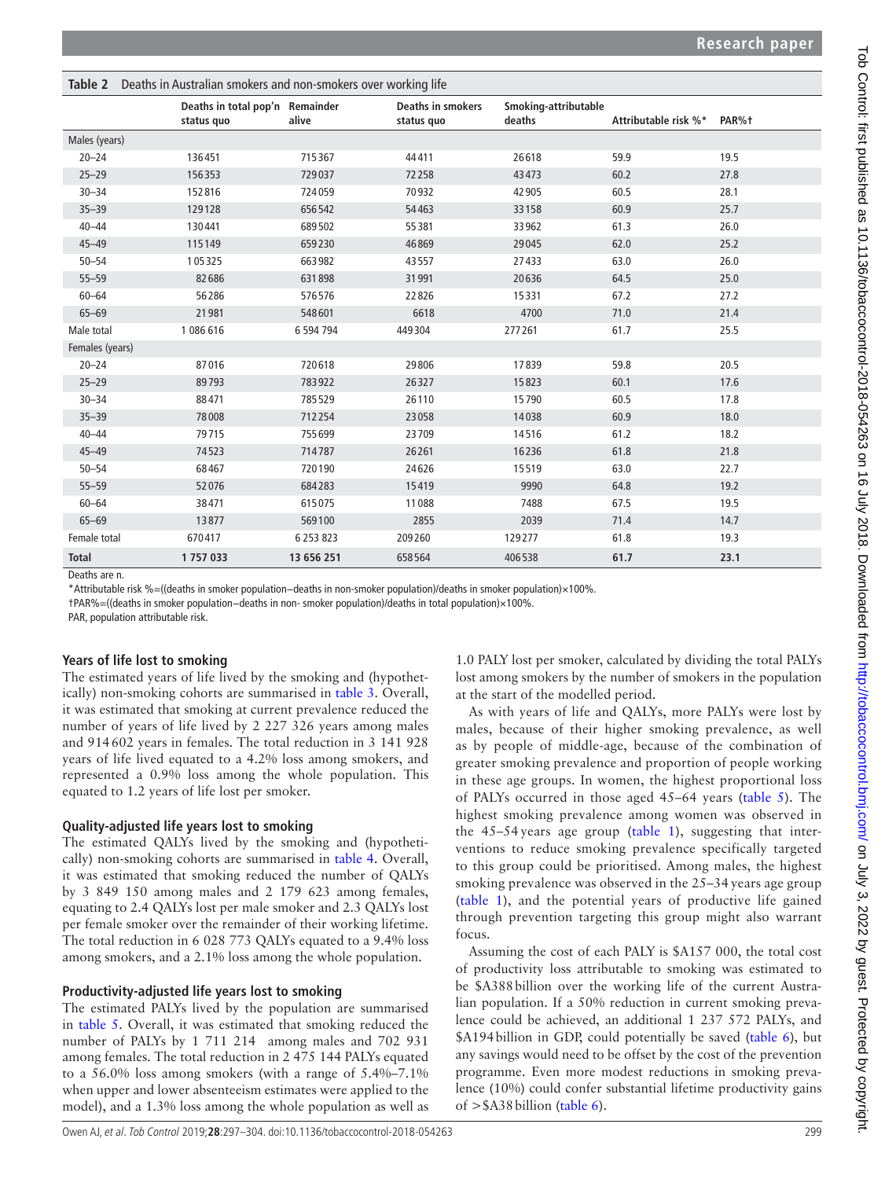**Table 2** Deaths in Australian smokers and non-smokers over working life

| | Deaths in total pop'n status quo | Remainder alive | Deaths in smokers status quo | Smoking-attributable deaths | Attributable risk %* | PAR%† |
|---|---|---|---|---|---|---|
| Males (years) | | | | | | |
| 20–24 | 136451 | 715367 | 44411 | 26618 | 59.9 | 19.5 |
| 25–29 | 156353 | 729037 | 72258 | 43473 | 60.2 | 27.8 |
| 30–34 | 152816 | 724059 | 70932 | 42905 | 60.5 | 28.1 |
| 35–39 | 129128 | 656542 | 54463 | 33158 | 60.9 | 25.7 |
| 40–44 | 130441 | 689502 | 55381 | 33962 | 61.3 | 26.0 |
| 45–49 | 115149 | 659230 | 46869 | 29045 | 62.0 | 25.2 |
| 50–54 | 105325 | 663982 | 43557 | 27433 | 63.0 | 26.0 |
| 55–59 | 82686 | 631898 | 31991 | 20636 | 64.5 | 25.0 |
| 60–64 | 56286 | 576576 | 22826 | 15331 | 67.2 | 27.2 |
| 65–69 | 21981 | 548601 | 6618 | 4700 | 71.0 | 21.4 |
| Male total | 1 086 616 | 6 594 794 | 449304 | 277261 | 61.7 | 25.5 |
| Females (years) | | | | | | |
| 20–24 | 87016 | 720618 | 29806 | 17839 | 59.8 | 20.5 |
| 25–29 | 89793 | 783922 | 26327 | 15823 | 60.1 | 17.6 |
| 30–34 | 88471 | 785529 | 26110 | 15790 | 60.5 | 17.8 |
| 35–39 | 78008 | 712254 | 23058 | 14038 | 60.9 | 18.0 |
| 40–44 | 79715 | 755699 | 23709 | 14516 | 61.2 | 18.2 |
| 45–49 | 74523 | 714787 | 26261 | 16236 | 61.8 | 21.8 |
| 50–54 | 68467 | 720190 | 24626 | 15519 | 63.0 | 22.7 |
| 55–59 | 52076 | 684283 | 15419 | 9990 | 64.8 | 19.2 |
| 60–64 | 38471 | 615075 | 11088 | 7488 | 67.5 | 19.5 |
| 65–69 | 13877 | 569100 | 2855 | 2039 | 71.4 | 14.7 |
| Female total | 670417 | 6 253 823 | 209260 | 129277 | 61.8 | 19.3 |
| **Total** | **1 757 033** | **13 656 251** | 658564 | 406538 | **61.7** | **23.1** |

Deaths are n.

*Attributable risk %=((deaths in smoker population−deaths in non-smoker population)/deaths in smoker population)×100%.

†PAR%=((deaths in smoker population−deaths in non- smoker population)/deaths in total population)×100%.

PAR, population attributable risk.

### Years of life lost to smoking

The estimated years of life lived by the smoking and (hypothetically) non-smoking cohorts are summarised in table 3. Overall, it was estimated that smoking at current prevalence reduced the number of years of life lived by 2 227 326 years among males and 914 602 years in females. The total reduction in 3 141 928 years of life lived equated to a 4.2% loss among smokers, and represented a 0.9% loss among the whole population. This equated to 1.2 years of life lost per smoker.

### Quality-adjusted life years lost to smoking

The estimated QALYs lived by the smoking and (hypothetically) non-smoking cohorts are summarised in table 4. Overall, it was estimated that smoking reduced the number of QALYs by 3 849 150 among males and 2 179 623 among females, equating to 2.4 QALYs lost per male smoker and 2.3 QALYs lost per female smoker over the remainder of their working lifetime. The total reduction in 6 028 773 QALYs equated to a 9.4% loss among smokers, and a 2.1% loss among the whole population.

### Productivity-adjusted life years lost to smoking

The estimated PALYs lived by the population are summarised in table 5. Overall, it was estimated that smoking reduced the number of PALYs by 1 711 214 among males and 702 931 among females. The total reduction in 2 475 144 PALYs equated to a 56.0% loss among smokers (with a range of 5.4%–7.1% when upper and lower absenteeism estimates were applied to the model), and a 1.3% loss among the whole population as well as 1.0 PALY lost per smoker, calculated by dividing the total PALYs lost among smokers by the number of smokers in the population at the start of the modelled period.

As with years of life and QALYs, more PALYs were lost by males, because of their higher smoking prevalence, as well as by people of middle-age, because of the combination of greater smoking prevalence and proportion of people working in these age groups. In women, the highest proportional loss of PALYs occurred in those aged 45–64 years (table 5). The highest smoking prevalence among women was observed in the 45–54 years age group (table 1), suggesting that interventions to reduce smoking prevalence specifically targeted to this group could be prioritised. Among males, the highest smoking prevalence was observed in the 25–34 years age group (table 1), and the potential years of productive life gained through prevention targeting this group might also warrant focus.

Assuming the cost of each PALY is $A157 000, the total cost of productivity loss attributable to smoking was estimated to be $A388 billion over the working life of the current Australian population. If a 50% reduction in current smoking prevalence could be achieved, an additional 1 237 572 PALYs, and $A194 billion in GDP, could potentially be saved (table 6), but any savings would need to be offset by the cost of the prevention programme. Even more modest reductions in smoking prevalence (10%) could confer substantial lifetime productivity gains of >$A38 billion (table 6).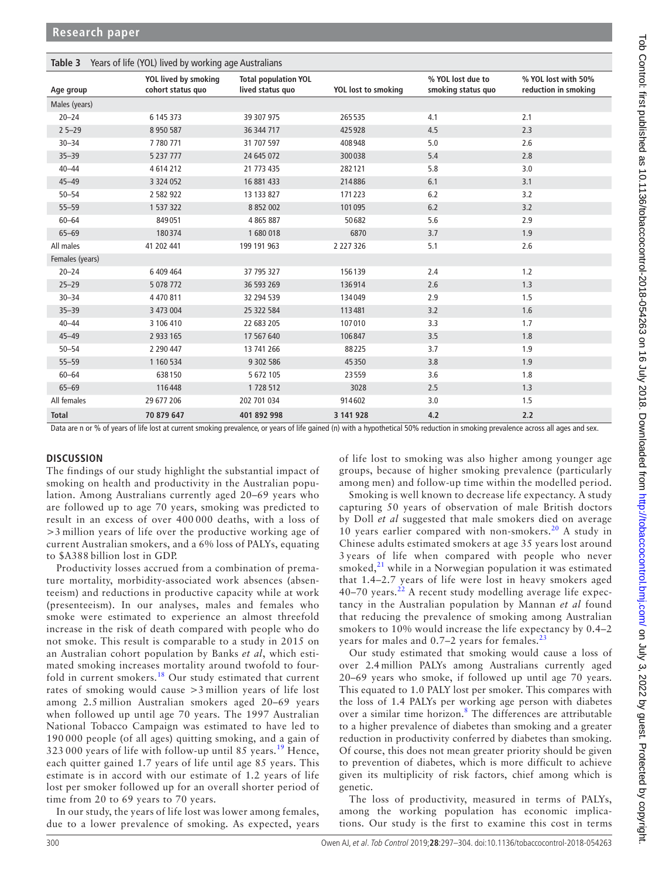**Table 3** Years of life (YOL) lived by working age Australians

| Age group | YOL lived by smoking cohort status quo | Total population YOL lived status quo | YOL lost to smoking | % YOL lost due to smoking status quo | % YOL lost with 50% reduction in smoking |
|---|---|---|---|---|---|
| Males (years) | | | | | |
| 20–24 | 6 145 373 | 39 307 975 | 265535 | 4.1 | 2.1 |
| 2 5–29 | 8 950 587 | 36 344 717 | 425928 | 4.5 | 2.3 |
| 30–34 | 7 780 771 | 31 707 597 | 408948 | 5.0 | 2.6 |
| 35–39 | 5 237 777 | 24 645 072 | 300038 | 5.4 | 2.8 |
| 40–44 | 4 614 212 | 21 773 435 | 282121 | 5.8 | 3.0 |
| 45–49 | 3 324 052 | 16 881 433 | 214886 | 6.1 | 3.1 |
| 50–54 | 2 582 922 | 13 133 827 | 171223 | 6.2 | 3.2 |
| 55–59 | 1 537 322 | 8 852 002 | 101095 | 6.2 | 3.2 |
| 60–64 | 849051 | 4 865 887 | 50682 | 5.6 | 2.9 |
| 65–69 | 180374 | 1 680 018 | 6870 | 3.7 | 1.9 |
| All males | 41 202 441 | 199 191 963 | 2 227 326 | 5.1 | 2.6 |
| Females (years) | | | | | |
| 20–24 | 6 409 464 | 37 795 327 | 156139 | 2.4 | 1.2 |
| 25–29 | 5 078 772 | 36 593 269 | 136914 | 2.6 | 1.3 |
| 30–34 | 4 470 811 | 32 294 539 | 134049 | 2.9 | 1.5 |
| 35–39 | 3 473 004 | 25 322 584 | 113481 | 3.2 | 1.6 |
| 40–44 | 3 106 410 | 22 683 205 | 107010 | 3.3 | 1.7 |
| 45–49 | 2 933 165 | 17 567 640 | 106847 | 3.5 | 1.8 |
| 50–54 | 2 290 447 | 13 741 266 | 88225 | 3.7 | 1.9 |
| 55–59 | 1 160 534 | 9 302 586 | 45350 | 3.8 | 1.9 |
| 60–64 | 638150 | 5 672 105 | 23559 | 3.6 | 1.8 |
| 65–69 | 116448 | 1 728 512 | 3028 | 2.5 | 1.3 |
| All females | 29 677 206 | 202 701 034 | 914602 | 3.0 | 1.5 |
| **Total** | **70 879 647** | **401 892 998** | **3 141 928** | **4.2** | **2.2** |

Data are n or % of years of life lost at current smoking prevalence, or years of life gained (n) with a hypothetical 50% reduction in smoking prevalence across all ages and sex.

## DISCUSSION

The findings of our study highlight the substantial impact of smoking on health and productivity in the Australian population. Among Australians currently aged 20–69 years who are followed up to age 70 years, smoking was predicted to result in an excess of over 400 000 deaths, with a loss of >3 million years of life over the productive working age of current Australian smokers, and a 6% loss of PALYs, equating to $A388 billion lost in GDP.

Productivity losses accrued from a combination of premature mortality, morbidity-associated work absences (absenteeism) and reductions in productive capacity while at work (presenteeism). In our analyses, males and females who smoke were estimated to experience an almost threefold increase in the risk of death compared with people who do not smoke. This result is comparable to a study in 2015 on an Australian cohort population by Banks *et al*, which estimated smoking increases mortality around twofold to fourfold in current smokers.[18] Our study estimated that current rates of smoking would cause >3 million years of life lost among 2.5 million Australian smokers aged 20–69 years when followed up until age 70 years. The 1997 Australian National Tobacco Campaign was estimated to have led to 190 000 people (of all ages) quitting smoking, and a gain of 323 000 years of life with follow-up until 85 years.[19] Hence, each quitter gained 1.7 years of life until age 85 years. This estimate is in accord with our estimate of 1.2 years of life lost per smoker followed up for an overall shorter period of time from 20 to 69 years to 70 years.

In our study, the years of life lost was lower among females, due to a lower prevalence of smoking. As expected, years of life lost to smoking was also higher among younger age groups, because of higher smoking prevalence (particularly among men) and follow-up time within the modelled period.

Smoking is well known to decrease life expectancy. A study capturing 50 years of observation of male British doctors by Doll *et al* suggested that male smokers died on average 10 years earlier compared with non-smokers.[20] A study in Chinese adults estimated smokers at age 35 years lost around 3 years of life when compared with people who never smoked,[21] while in a Norwegian population it was estimated that 1.4–2.7 years of life were lost in heavy smokers aged 40–70 years.[22] A recent study modelling average life expectancy in the Australian population by Mannan *et al* found that reducing the prevalence of smoking among Australian smokers to 10% would increase the life expectancy by 0.4–2 years for males and 0.7–2 years for females.[23]

Our study estimated that smoking would cause a loss of over 2.4 million PALYs among Australians currently aged 20–69 years who smoke, if followed up until age 70 years. This equated to 1.0 PALY lost per smoker. This compares with the loss of 1.4 PALYs per working age person with diabetes over a similar time horizon.[8] The differences are attributable to a higher prevalence of diabetes than smoking and a greater reduction in productivity conferred by diabetes than smoking. Of course, this does not mean greater priority should be given to prevention of diabetes, which is more difficult to achieve given its multiplicity of risk factors, chief among which is genetic.

The loss of productivity, measured in terms of PALYs, among the working population has economic implications. Our study is the first to examine this cost in terms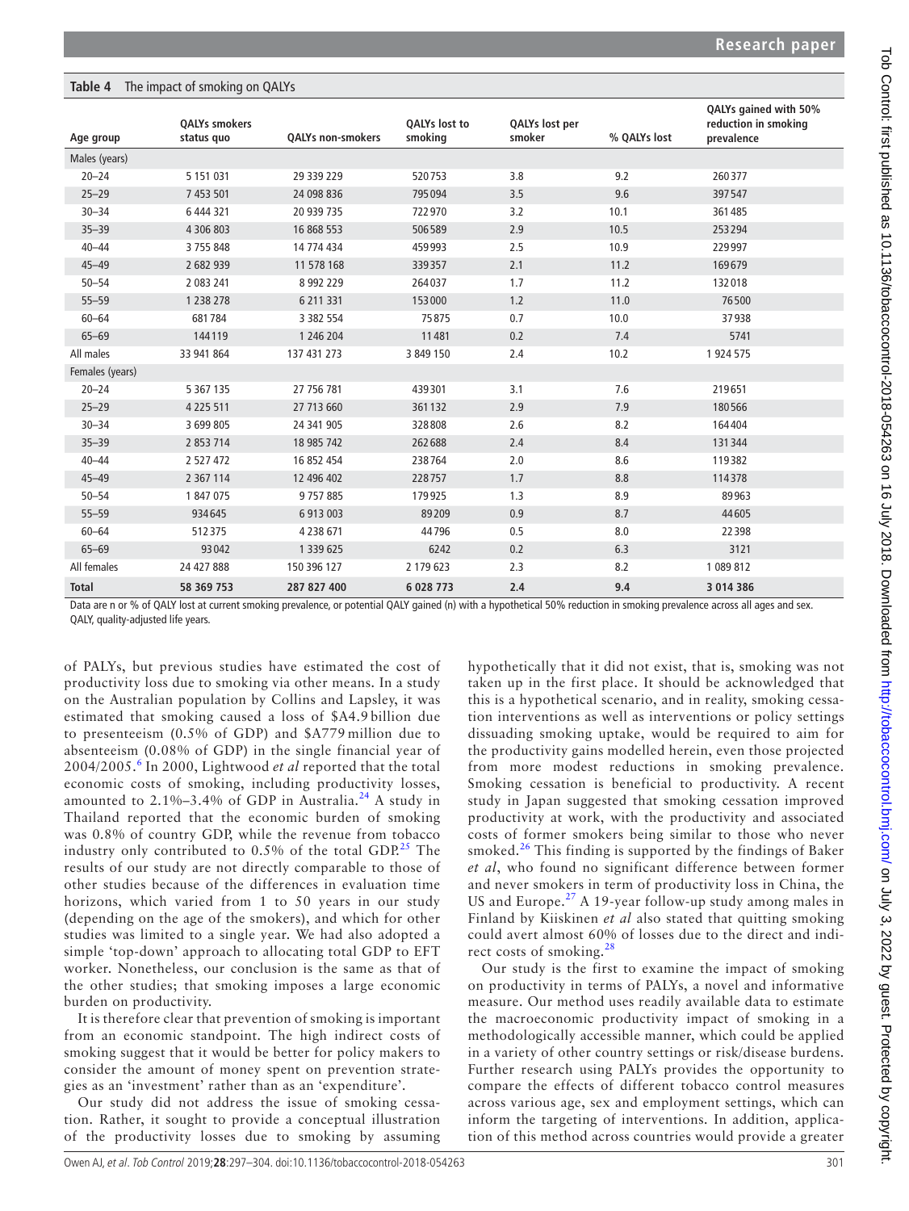**Table 4** The impact of smoking on QALYs

| Age group | QALYs smokers status quo | QALYs non-smokers | QALYs lost to smoking | QALYs lost per smoker | % QALYs lost | QALYs gained with 50% reduction in smoking prevalence |
|---|---|---|---|---|---|---|
| Males (years) | | | | | | |
| 20–24 | 5 151 031 | 29 339 229 | 520753 | 3.8 | 9.2 | 260377 |
| 25–29 | 7 453 501 | 24 098 836 | 795094 | 3.5 | 9.6 | 397547 |
| 30–34 | 6 444 321 | 20 939 735 | 722970 | 3.2 | 10.1 | 361485 |
| 35–39 | 4 306 803 | 16 868 553 | 506589 | 2.9 | 10.5 | 253294 |
| 40–44 | 3 755 848 | 14 774 434 | 459993 | 2.5 | 10.9 | 229997 |
| 45–49 | 2 682 939 | 11 578 168 | 339357 | 2.1 | 11.2 | 169679 |
| 50–54 | 2 083 241 | 8 992 229 | 264037 | 1.7 | 11.2 | 132018 |
| 55–59 | 1 238 278 | 6 211 331 | 153000 | 1.2 | 11.0 | 76500 |
| 60–64 | 681784 | 3 382 554 | 75875 | 0.7 | 10.0 | 37938 |
| 65–69 | 144119 | 1 246 204 | 11481 | 0.2 | 7.4 | 5741 |
| All males | 33 941 864 | 137 431 273 | 3 849 150 | 2.4 | 10.2 | 1 924 575 |
| Females (years) | | | | | | |
| 20–24 | 5 367 135 | 27 756 781 | 439301 | 3.1 | 7.6 | 219651 |
| 25–29 | 4 225 511 | 27 713 660 | 361132 | 2.9 | 7.9 | 180566 |
| 30–34 | 3 699 805 | 24 341 905 | 328808 | 2.6 | 8.2 | 164404 |
| 35–39 | 2 853 714 | 18 985 742 | 262688 | 2.4 | 8.4 | 131344 |
| 40–44 | 2 527 472 | 16 852 454 | 238764 | 2.0 | 8.6 | 119382 |
| 45–49 | 2 367 114 | 12 496 402 | 228757 | 1.7 | 8.8 | 114378 |
| 50–54 | 1 847 075 | 9 757 885 | 179925 | 1.3 | 8.9 | 89963 |
| 55–59 | 934645 | 6 913 003 | 89209 | 0.9 | 8.7 | 44605 |
| 60–64 | 512375 | 4 238 671 | 44796 | 0.5 | 8.0 | 22398 |
| 65–69 | 93042 | 1 339 625 | 6242 | 0.2 | 6.3 | 3121 |
| All females | 24 427 888 | 150 396 127 | 2 179 623 | 2.3 | 8.2 | 1 089 812 |
| **Total** | **58 369 753** | **287 827 400** | **6 028 773** | **2.4** | **9.4** | **3 014 386** |

Data are n or % of QALY lost at current smoking prevalence, or potential QALY gained (n) with a hypothetical 50% reduction in smoking prevalence across all ages and sex.
QALY, quality-adjusted life years.

of PALYs, but previous studies have estimated the cost of productivity loss due to smoking via other means. In a study on the Australian population by Collins and Lapsley, it was estimated that smoking caused a loss of \$A4.9 billion due to presenteeism (0.5% of GDP) and \$A779 million due to absenteeism (0.08% of GDP) in the single financial year of 2004/2005.[6] In 2000, Lightwood *et al* reported that the total economic costs of smoking, including productivity losses, amounted to 2.1%–3.4% of GDP in Australia.[24] A study in Thailand reported that the economic burden of smoking was 0.8% of country GDP, while the revenue from tobacco industry only contributed to 0.5% of the total GDP.[25] The results of our study are not directly comparable to those of other studies because of the differences in evaluation time horizons, which varied from 1 to 50 years in our study (depending on the age of the smokers), and which for other studies was limited to a single year. We had also adopted a simple 'top-down' approach to allocating total GDP to EFT worker. Nonetheless, our conclusion is the same as that of the other studies; that smoking imposes a large economic burden on productivity.

It is therefore clear that prevention of smoking is important from an economic standpoint. The high indirect costs of smoking suggest that it would be better for policy makers to consider the amount of money spent on prevention strategies as an 'investment' rather than as an 'expenditure'.

Our study did not address the issue of smoking cessation. Rather, it sought to provide a conceptual illustration of the productivity losses due to smoking by assuming hypothetically that it did not exist, that is, smoking was not taken up in the first place. It should be acknowledged that this is a hypothetical scenario, and in reality, smoking cessation interventions as well as interventions or policy settings dissuading smoking uptake, would be required to aim for the productivity gains modelled herein, even those projected from more modest reductions in smoking prevalence. Smoking cessation is beneficial to productivity. A recent study in Japan suggested that smoking cessation improved productivity at work, with the productivity and associated costs of former smokers being similar to those who never smoked.[26] This finding is supported by the findings of Baker *et al*, who found no significant difference between former and never smokers in term of productivity loss in China, the US and Europe.[27] A 19-year follow-up study among males in Finland by Kiiskinen *et al* also stated that quitting smoking could avert almost 60% of losses due to the direct and indirect costs of smoking.[28]

Our study is the first to examine the impact of smoking on productivity in terms of PALYs, a novel and informative measure. Our method uses readily available data to estimate the macroeconomic productivity impact of smoking in a methodologically accessible manner, which could be applied in a variety of other country settings or risk/disease burdens. Further research using PALYs provides the opportunity to compare the effects of different tobacco control measures across various age, sex and employment settings, which can inform the targeting of interventions. In addition, application of this method across countries would provide a greater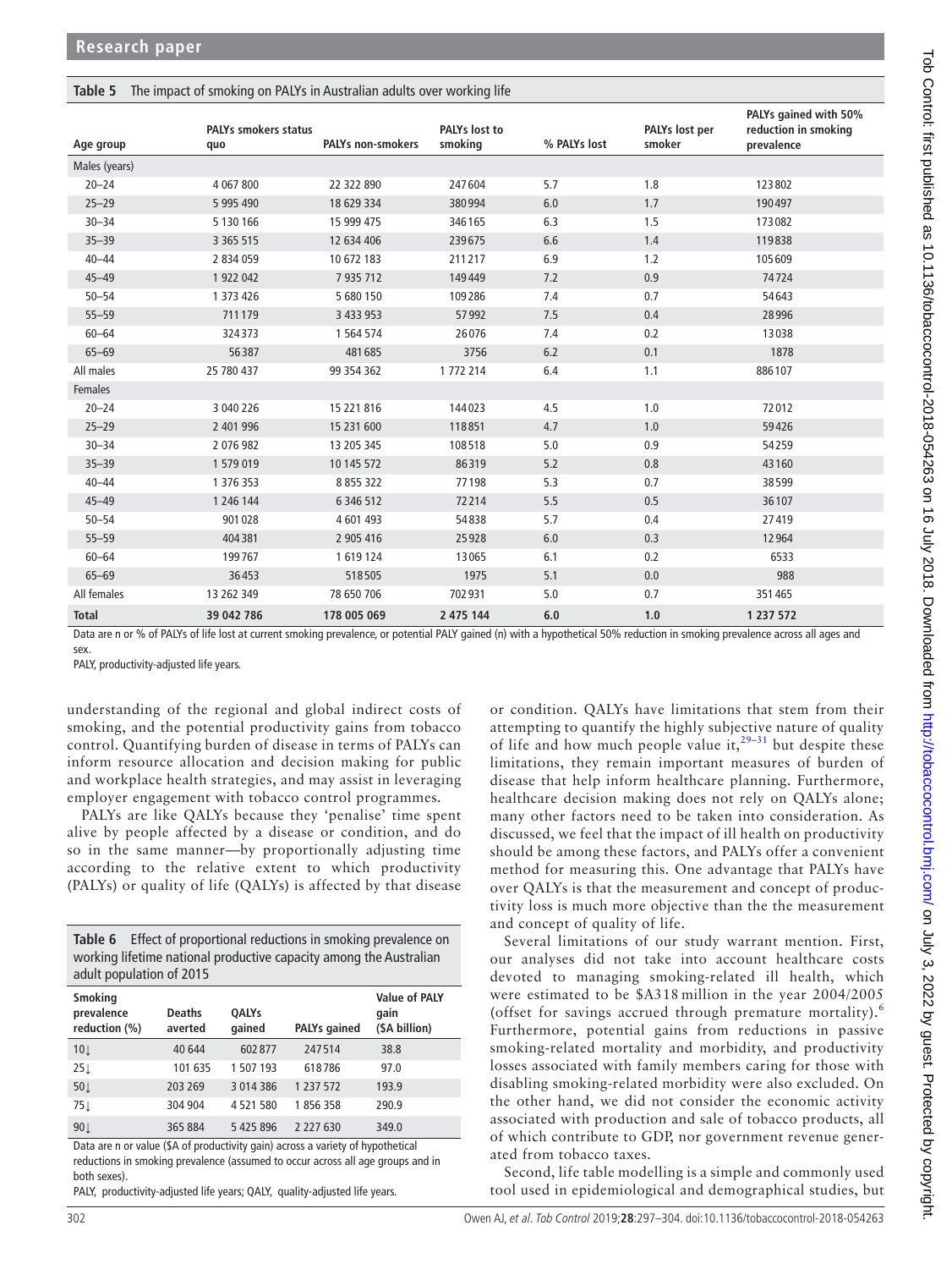**Table 5** The impact of smoking on PALYs in Australian adults over working life

| Age group | PALYs smokers status quo | PALYs non-smokers | PALYs lost to smoking | % PALYs lost | PALYs lost per smoker | PALYs gained with 50% reduction in smoking prevalence |
|---|---|---|---|---|---|---|
| Males (years) | | | | | | |
| 20–24 | 4 067 800 | 22 322 890 | 247 604 | 5.7 | 1.8 | 123 802 |
| 25–29 | 5 995 490 | 18 629 334 | 380 994 | 6.0 | 1.7 | 190 497 |
| 30–34 | 5 130 166 | 15 999 475 | 346 165 | 6.3 | 1.5 | 173 082 |
| 35–39 | 3 365 515 | 12 634 406 | 239 675 | 6.6 | 1.4 | 119 838 |
| 40–44 | 2 834 059 | 10 672 183 | 211 217 | 6.9 | 1.2 | 105 609 |
| 45–49 | 1 922 042 | 7 935 712 | 149 449 | 7.2 | 0.9 | 74 724 |
| 50–54 | 1 373 426 | 5 680 150 | 109 286 | 7.4 | 0.7 | 54 643 |
| 55–59 | 711 179 | 3 433 953 | 57 992 | 7.5 | 0.4 | 28 996 |
| 60–64 | 324 373 | 1 564 574 | 26 076 | 7.4 | 0.2 | 13 038 |
| 65–69 | 56 387 | 481 685 | 3756 | 6.2 | 0.1 | 1878 |
| All males | 25 780 437 | 99 354 362 | 1 772 214 | 6.4 | 1.1 | 886 107 |
| Females | | | | | | |
| 20–24 | 3 040 226 | 15 221 816 | 144 023 | 4.5 | 1.0 | 72 012 |
| 25–29 | 2 401 996 | 15 231 600 | 118 851 | 4.7 | 1.0 | 59 426 |
| 30–34 | 2 076 982 | 13 205 345 | 108 518 | 5.0 | 0.9 | 54 259 |
| 35–39 | 1 579 019 | 10 145 572 | 86 319 | 5.2 | 0.8 | 43 160 |
| 40–44 | 1 376 353 | 8 855 322 | 77 198 | 5.3 | 0.7 | 38 599 |
| 45–49 | 1 246 144 | 6 346 512 | 72 214 | 5.5 | 0.5 | 36 107 |
| 50–54 | 901 028 | 4 601 493 | 54 838 | 5.7 | 0.4 | 27 419 |
| 55–59 | 404 381 | 2 905 416 | 25 928 | 6.0 | 0.3 | 12 964 |
| 60–64 | 199 767 | 1 619 124 | 13 065 | 6.1 | 0.2 | 6533 |
| 65–69 | 36 453 | 518 505 | 1975 | 5.1 | 0.0 | 988 |
| All females | 13 262 349 | 78 650 706 | 702 931 | 5.0 | 0.7 | 351 465 |
| **Total** | **39 042 786** | **178 005 069** | **2 475 144** | **6.0** | **1.0** | **1 237 572** |

Data are n or % of PALYs of life lost at current smoking prevalence, or potential PALY gained (n) with a hypothetical 50% reduction in smoking prevalence across all ages and sex.

PALY, productivity-adjusted life years.

understanding of the regional and global indirect costs of smoking, and the potential productivity gains from tobacco control. Quantifying burden of disease in terms of PALYs can inform resource allocation and decision making for public and workplace health strategies, and may assist in leveraging employer engagement with tobacco control programmes.

PALYs are like QALYs because they 'penalise' time spent alive by people affected by a disease or condition, and do so in the same manner—by proportionally adjusting time according to the relative extent to which productivity (PALYs) or quality of life (QALYs) is affected by that disease or condition. QALYs have limitations that stem from their attempting to quantify the highly subjective nature of quality of life and how much people value it,[29–31] but despite these limitations, they remain important measures of burden of disease that help inform healthcare planning. Furthermore, healthcare decision making does not rely on QALYs alone; many other factors need to be taken into consideration. As discussed, we feel that the impact of ill health on productivity should be among these factors, and PALYs offer a convenient method for measuring this. One advantage that PALYs have over QALYs is that the measurement and concept of productivity loss is much more objective than the the measurement and concept of quality of life.

**Table 6** Effect of proportional reductions in smoking prevalence on working lifetime national productive capacity among the Australian adult population of 2015

| Smoking prevalence reduction (%) | Deaths averted | QALYs gained | PALYs gained | Value of PALY gain ($A billion) |
|---|---|---|---|---|
| 10↓ | 40 644 | 602 877 | 247 514 | 38.8 |
| 25↓ | 101 635 | 1 507 193 | 618 786 | 97.0 |
| 50↓ | 203 269 | 3 014 386 | 1 237 572 | 193.9 |
| 75↓ | 304 904 | 4 521 580 | 1 856 358 | 290.9 |
| 90↓ | 365 884 | 5 425 896 | 2 227 630 | 349.0 |

Data are n or value ($A of productivity gain) across a variety of hypothetical reductions in smoking prevalence (assumed to occur across all age groups and in both sexes).

PALY, productivity-adjusted life years; QALY, quality-adjusted life years.

Several limitations of our study warrant mention. First, our analyses did not take into account healthcare costs devoted to managing smoking-related ill health, which were estimated to be $A318 million in the year 2004/2005 (offset for savings accrued through premature mortality).[6] Furthermore, potential gains from reductions in passive smoking-related mortality and morbidity, and productivity losses associated with family members caring for those with disabling smoking-related morbidity were also excluded. On the other hand, we did not consider the economic activity associated with production and sale of tobacco products, all of which contribute to GDP, nor government revenue generated from tobacco taxes.

Second, life table modelling is a simple and commonly used tool used in epidemiological and demographical studies, but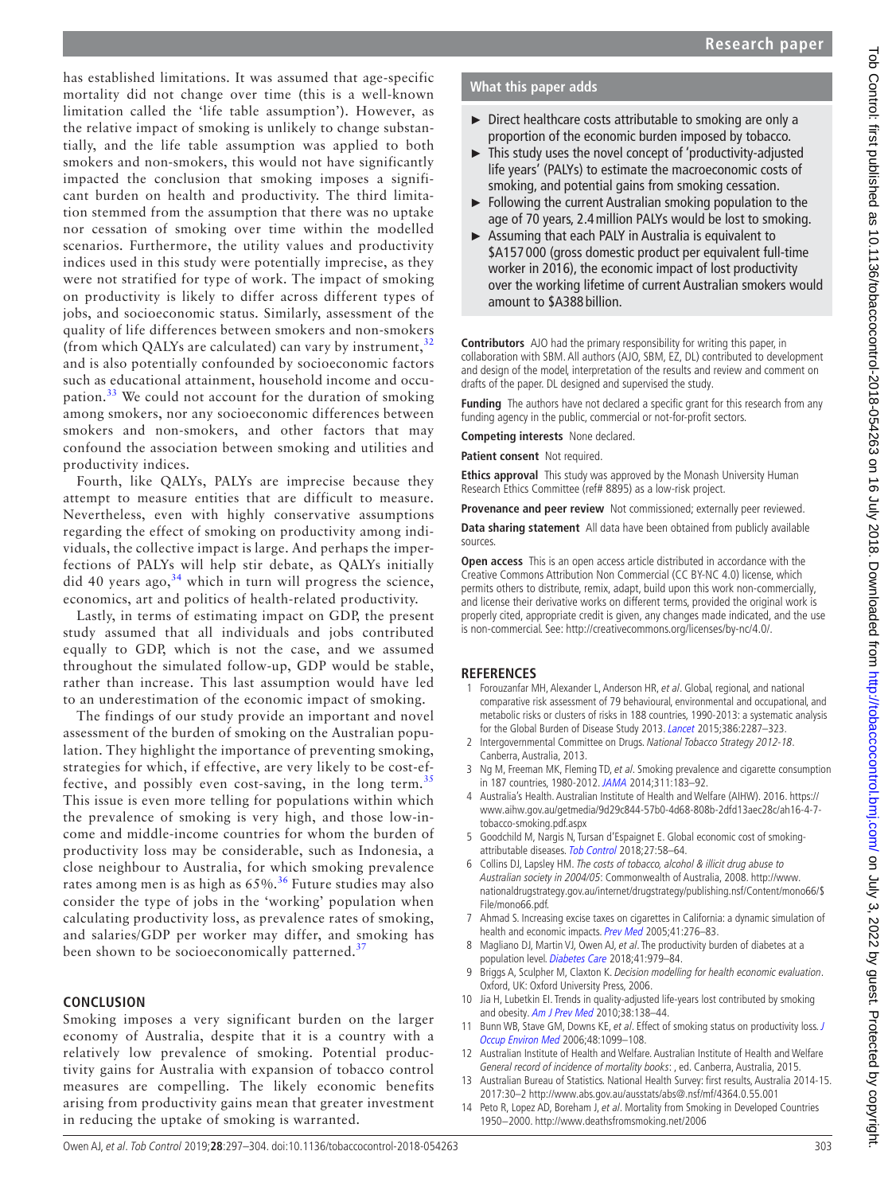has established limitations. It was assumed that age-specific mortality did not change over time (this is a well-known limitation called the 'life table assumption'). However, as the relative impact of smoking is unlikely to change substantially, and the life table assumption was applied to both smokers and non-smokers, this would not have significantly impacted the conclusion that smoking imposes a significant burden on health and productivity. The third limitation stemmed from the assumption that there was no uptake nor cessation of smoking over time within the modelled scenarios. Furthermore, the utility values and productivity indices used in this study were potentially imprecise, as they were not stratified for type of work. The impact of smoking on productivity is likely to differ across different types of jobs, and socioeconomic status. Similarly, assessment of the quality of life differences between smokers and non-smokers (from which QALYs are calculated) can vary by instrument,[32] and is also potentially confounded by socioeconomic factors such as educational attainment, household income and occupation.[33] We could not account for the duration of smoking among smokers, nor any socioeconomic differences between smokers and non-smokers, and other factors that may confound the association between smoking and utilities and productivity indices.

Fourth, like QALYs, PALYs are imprecise because they attempt to measure entities that are difficult to measure. Nevertheless, even with highly conservative assumptions regarding the effect of smoking on productivity among individuals, the collective impact is large. And perhaps the imperfections of PALYs will help stir debate, as QALYs initially did 40 years ago,[34] which in turn will progress the science, economics, art and politics of health-related productivity.

Lastly, in terms of estimating impact on GDP, the present study assumed that all individuals and jobs contributed equally to GDP, which is not the case, and we assumed throughout the simulated follow-up, GDP would be stable, rather than increase. This last assumption would have led to an underestimation of the economic impact of smoking.

The findings of our study provide an important and novel assessment of the burden of smoking on the Australian population. They highlight the importance of preventing smoking, strategies for which, if effective, are very likely to be cost-effective, and possibly even cost-saving, in the long term.[35] This issue is even more telling for populations within which the prevalence of smoking is very high, and those low-income and middle-income countries for whom the burden of productivity loss may be considerable, such as Indonesia, a close neighbour to Australia, for which smoking prevalence rates among men is as high as 65%.[36] Future studies may also consider the type of jobs in the 'working' population when calculating productivity loss, as prevalence rates of smoking, and salaries/GDP per worker may differ, and smoking has been shown to be socioeconomically patterned.[37]

## CONCLUSION

Smoking imposes a very significant burden on the larger economy of Australia, despite that it is a country with a relatively low prevalence of smoking. Potential productivity gains for Australia with expansion of tobacco control measures are compelling. The likely economic benefits arising from productivity gains mean that greater investment in reducing the uptake of smoking is warranted.

### What this paper adds

- Direct healthcare costs attributable to smoking are only a proportion of the economic burden imposed by tobacco.
- This study uses the novel concept of 'productivity-adjusted life years' (PALYs) to estimate the macroeconomic costs of smoking, and potential gains from smoking cessation.
- Following the current Australian smoking population to the age of 70 years, 2.4 million PALYs would be lost to smoking.
- Assuming that each PALY in Australia is equivalent to \$A157 000 (gross domestic product per equivalent full-time worker in 2016), the economic impact of lost productivity over the working lifetime of current Australian smokers would amount to \$A388 billion.

**Contributors** AJO had the primary responsibility for writing this paper, in collaboration with SBM. All authors (AJO, SBM, EZ, DL) contributed to development and design of the model, interpretation of the results and review and comment on drafts of the paper. DL designed and supervised the study.

**Funding** The authors have not declared a specific grant for this research from any funding agency in the public, commercial or not-for-profit sectors.

**Competing interests** None declared.

**Patient consent** Not required.

**Ethics approval** This study was approved by the Monash University Human Research Ethics Committee (ref# 8895) as a low-risk project.

**Provenance and peer review** Not commissioned; externally peer reviewed.

**Data sharing statement** All data have been obtained from publicly available sources.

**Open access** This is an open access article distributed in accordance with the Creative Commons Attribution Non Commercial (CC BY-NC 4.0) license, which permits others to distribute, remix, adapt, build upon this work non-commercially, and license their derivative works on different terms, provided the original work is properly cited, appropriate credit is given, any changes made indicated, and the use is non-commercial. See: http://creativecommons.org/licenses/by-nc/4.0/.

## REFERENCES

1. Forouzanfar MH, Alexander L, Anderson HR, *et al*. Global, regional, and national comparative risk assessment of 79 behavioural, environmental and occupational, and metabolic risks or clusters of risks in 188 countries, 1990-2013: a systematic analysis for the Global Burden of Disease Study 2013. *Lancet* 2015;386:2287–323.
2. Intergovernmental Committee on Drugs. *National Tobacco Strategy 2012-18*. Canberra, Australia, 2013.
3. Ng M, Freeman MK, Fleming TD, *et al*. Smoking prevalence and cigarette consumption in 187 countries, 1980-2012. *JAMA* 2014;311:183–92.
4. Australia's Health. Australian Institute of Health and Welfare (AIHW). 2016. https://www.aihw.gov.au/getmedia/9d29c844-57b0-4d68-808b-2dfd13aec28c/ah16-4-7-tobacco-smoking.pdf.aspx
5. Goodchild M, Nargis N, Tursan d'Espaignet E. Global economic cost of smoking-attributable diseases. *Tob Control* 2018;27:58–64.
6. Collins DJ, Lapsley HM. *The costs of tobacco, alcohol & illicit drug abuse to Australian society in 2004/05*: Commonwealth of Australia, 2008. http://www.nationaldrugstrategy.gov.au/internet/drugstrategy/publishing.nsf/Content/mono66/$File/mono66.pdf.
7. Ahmad S. Increasing excise taxes on cigarettes in California: a dynamic simulation of health and economic impacts. *Prev Med* 2005;41:276–83.
8. Magliano DJ, Martin VJ, Owen AJ, *et al*. The productivity burden of diabetes at a population level. *Diabetes Care* 2018;41:979–84.
9. Briggs A, Sculpher M, Claxton K. *Decision modelling for health economic evaluation*. Oxford, UK: Oxford University Press, 2006.
10. Jia H, Lubetkin EI. Trends in quality-adjusted life-years lost contributed by smoking and obesity. *Am J Prev Med* 2010;38:138–44.
11. Bunn WB, Stave GM, Downs KE, *et al*. Effect of smoking status on productivity loss. *J Occup Environ Med* 2006;48:1099–108.
12. Australian Institute of Health and Welfare. Australian Institute of Health and Welfare *General record of incidence of mortality books*: , ed. Canberra, Australia, 2015.
13. Australian Bureau of Statistics. National Health Survey: first results, Australia 2014-15. 2017:30–2 http://www.abs.gov.au/ausstats/abs@.nsf/mf/4364.0.55.001
14. Peto R, Lopez AD, Boreham J, *et al*. Mortality from Smoking in Developed Countries 1950–2000. http://www.deathsfromsmoking.net/2006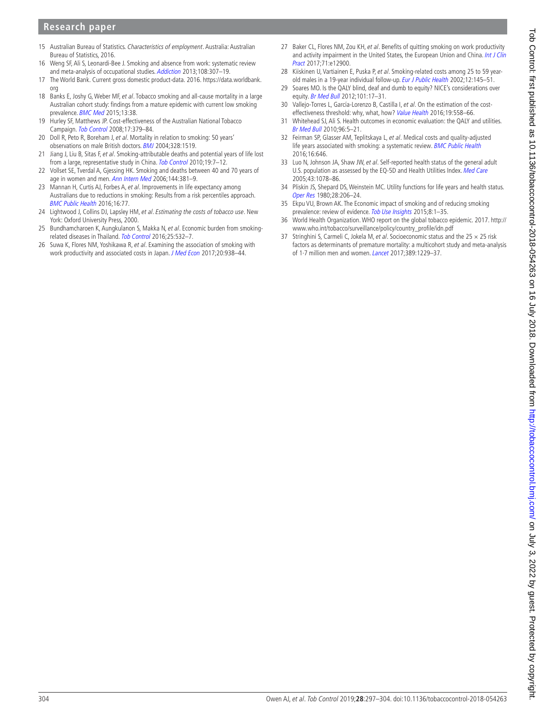15 Australian Bureau of Statistics. *Characteristics of employment*. Australia: Australian Bureau of Statistics, 2016.

16 Weng SF, Ali S, Leonardi-Bee J. Smoking and absence from work: systematic review and meta-analysis of occupational studies. *Addiction* 2013;108:307–19.

17 The World Bank. Current gross domestic product-data. 2016. https://data.worldbank.org

18 Banks E, Joshy G, Weber MF, *et al*. Tobacco smoking and all-cause mortality in a large Australian cohort study: findings from a mature epidemic with current low smoking prevalence. *BMC Med* 2015;13:38.

19 Hurley SF, Matthews JP. Cost-effectiveness of the Australian National Tobacco Campaign. *Tob Control* 2008;17:379–84.

20 Doll R, Peto R, Boreham J, *et al*. Mortality in relation to smoking: 50 years' observations on male British doctors. *BMJ* 2004;328:1519.

21 Jiang J, Liu B, Sitas F, *et al*. Smoking-attributable deaths and potential years of life lost from a large, representative study in China. *Tob Control* 2010;19:7–12.

22 Vollset SE, Tverdal A, Gjessing HK. Smoking and deaths between 40 and 70 years of age in women and men. *Ann Intern Med* 2006;144:381–9.

23 Mannan H, Curtis AJ, Forbes A, *et al*. Improvements in life expectancy among Australians due to reductions in smoking: Results from a risk percentiles approach. *BMC Public Health* 2016;16:77.

24 Lightwood J, Collins DJ, Lapsley HM, *et al*. *Estimating the costs of tobacco use*. New York: Oxford University Press, 2000.

25 Bundhamcharoen K, Aungkulanon S, Makka N, *et al*. Economic burden from smoking-related diseases in Thailand. *Tob Control* 2016;25:532–7.

26 Suwa K, Flores NM, Yoshikawa R, *et al*. Examining the association of smoking with work productivity and associated costs in Japan. *J Med Econ* 2017;20:938–44.

27 Baker CL, Flores NM, Zou KH, *et al*. Benefits of quitting smoking on work productivity and activity impairment in the United States, the European Union and China. *Int J Clin Pract* 2017;71:e12900.

28 Kiiskinen U, Vartiainen E, Puska P, *et al*. Smoking-related costs among 25 to 59 year-old males in a 19-year individual follow-up. *Eur J Public Health* 2002;12:145–51.

29 Soares MO. Is the QALY blind, deaf and dumb to equity? NICE's considerations over equity. *Br Med Bull* 2012;101:17–31.

30 Vallejo-Torres L, García-Lorenzo B, Castilla I, *et al*. On the estimation of the cost-effectiveness threshold: why, what, how? *Value Health* 2016;19:558–66.

31 Whitehead SJ, Ali S. Health outcomes in economic evaluation: the QALY and utilities. *Br Med Bull* 2010;96:5–21.

32 Feirman SP, Glasser AM, Teplitskaya L, *et al*. Medical costs and quality-adjusted life years associated with smoking: a systematic review. *BMC Public Health* 2016;16:646.

33 Luo N, Johnson JA, Shaw JW, *et al*. Self-reported health status of the general adult U.S. population as assessed by the EQ-5D and Health Utilities Index. *Med Care* 2005;43:1078–86.

34 Pliskin JS, Shepard DS, Weinstein MC. Utility functions for life years and health status. *Oper Res* 1980;28:206–24.

35 Ekpu VU, Brown AK. The Economic impact of smoking and of reducing smoking prevalence: review of evidence. *Tob Use Insights* 2015;8:1–35.

36 World Health Organization. WHO report on the global tobacco epidemic. 2017. http://www.who.int/tobacco/surveillance/policy/country_profile/idn.pdf

37 Stringhini S, Carmeli C, Jokela M, *et al*. Socioeconomic status and the 25 × 25 risk factors as determinants of premature mortality: a multicohort study and meta-analysis of 1·7 million men and women. *Lancet* 2017;389:1229–37.